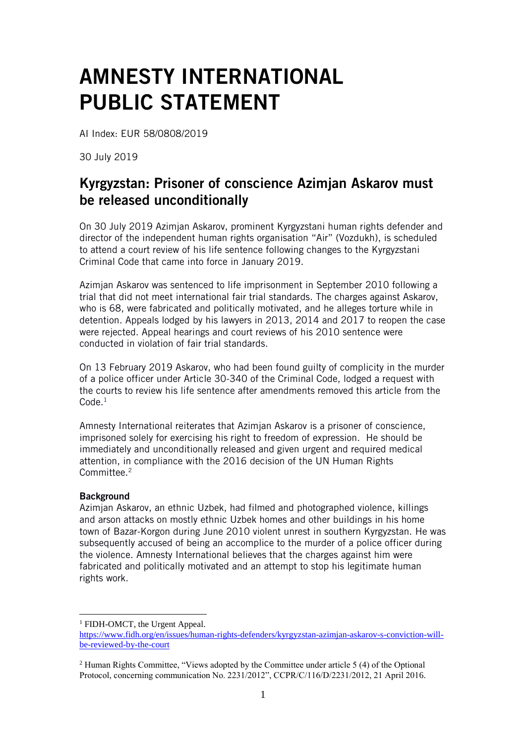# AMNESTY INTERNATIONAL PUBLIC STATEMENT

AI Index: EUR 58/0808/2019

30 July 2019

## Kyrgyzstan: Prisoner of conscience Azimjan Askarov must be released unconditionally

On 30 July 2019 Azimjan Askarov, prominent Kyrgyzstani human rights defender and director of the independent human rights organisation "Air" (Vozdukh), is scheduled to attend a court review of his life sentence following changes to the Kyrgyzstani Criminal Code that came into force in January 2019.

Azimjan Askarov was sentenced to life imprisonment in September 2010 following a trial that did not meet international fair trial standards. The charges against Askarov, who is 68, were fabricated and politically motivated, and he alleges torture while in detention. Appeals lodged by his lawyers in 2013, 2014 and 2017 to reopen the case were rejected. Appeal hearings and court reviews of his 2010 sentence were conducted in violation of fair trial standards.

On 13 February 2019 Askarov, who had been found guilty of complicity in the murder of a police officer under Article 30-340 of the Criminal Code, lodged a request with the courts to review his life sentence after amendments removed this article from the Code.[1]

Amnesty International reiterates that Azimjan Askarov is a prisoner of conscience, imprisoned solely for exercising his right to freedom of expression. He should be immediately and unconditionally released and given urgent and required medical attention, in compliance with the 2016 decision of the UN Human Rights Committee.[2]

**Background**

Azimjan Askarov, an ethnic Uzbek, had filmed and photographed violence, killings and arson attacks on mostly ethnic Uzbek homes and other buildings in his home town of Bazar-Korgon during June 2010 violent unrest in southern Kyrgyzstan. He was subsequently accused of being an accomplice to the murder of a police officer during the violence. Amnesty International believes that the charges against him were fabricated and politically motivated and an attempt to stop his legitimate human rights work.

---

[1] FIDH-OMCT, the Urgent Appeal. https://www.fidh.org/en/issues/human-rights-defenders/kyrgyzstan-azimjan-askarov-s-conviction-will-be-reviewed-by-the-court

[2] Human Rights Committee, "Views adopted by the Committee under article 5 (4) of the Optional Protocol, concerning communication No. 2231/2012", CCPR/C/116/D/2231/2012, 21 April 2016.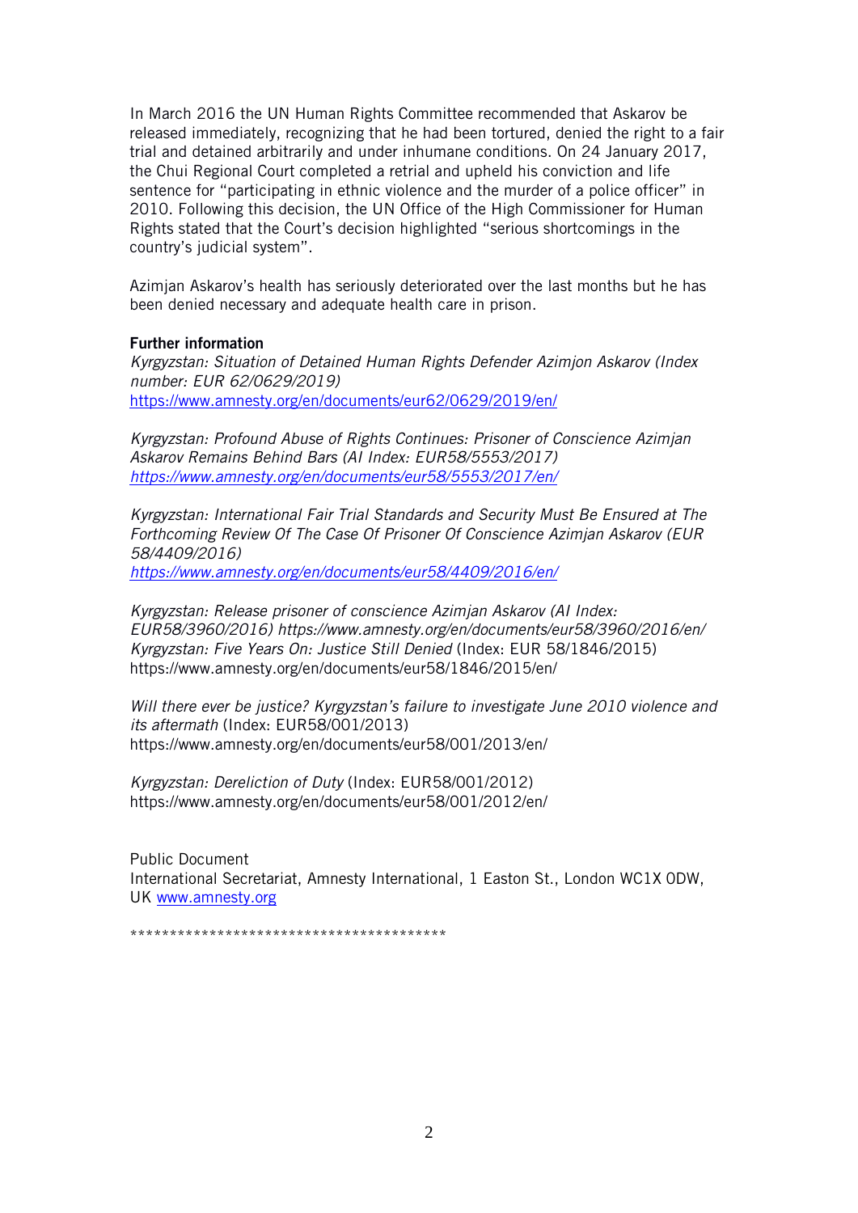In March 2016 the UN Human Rights Committee recommended that Askarov be released immediately, recognizing that he had been tortured, denied the right to a fair trial and detained arbitrarily and under inhumane conditions. On 24 January 2017, the Chui Regional Court completed a retrial and upheld his conviction and life sentence for "participating in ethnic violence and the murder of a police officer" in 2010. Following this decision, the UN Office of the High Commissioner for Human Rights stated that the Court's decision highlighted "serious shortcomings in the country's judicial system".

Azimjan Askarov's health has seriously deteriorated over the last months but he has been denied necessary and adequate health care in prison.

**Further information**

*Kyrgyzstan: Situation of Detained Human Rights Defender Azimjon Askarov (Index number: EUR 62/0629/2019)*
https://www.amnesty.org/en/documents/eur62/0629/2019/en/

*Kyrgyzstan: Profound Abuse of Rights Continues: Prisoner of Conscience Azimjan Askarov Remains Behind Bars (AI Index: EUR58/5553/2017)*
*https://www.amnesty.org/en/documents/eur58/5553/2017/en/*

*Kyrgyzstan: International Fair Trial Standards and Security Must Be Ensured at The Forthcoming Review Of The Case Of Prisoner Of Conscience Azimjan Askarov (EUR 58/4409/2016)*
*https://www.amnesty.org/en/documents/eur58/4409/2016/en/*

*Kyrgyzstan: Release prisoner of conscience Azimjan Askarov (AI Index: EUR58/3960/2016) https://www.amnesty.org/en/documents/eur58/3960/2016/en/*
*Kyrgyzstan: Five Years On: Justice Still Denied* (Index: EUR 58/1846/2015)
https://www.amnesty.org/en/documents/eur58/1846/2015/en/

*Will there ever be justice? Kyrgyzstan's failure to investigate June 2010 violence and its aftermath* (Index: EUR58/001/2013)
https://www.amnesty.org/en/documents/eur58/001/2013/en/

*Kyrgyzstan: Dereliction of Duty* (Index: EUR58/001/2012)
https://www.amnesty.org/en/documents/eur58/001/2012/en/

Public Document
International Secretariat, Amnesty International, 1 Easton St., London WC1X 0DW, UK www.amnesty.org

****************************************